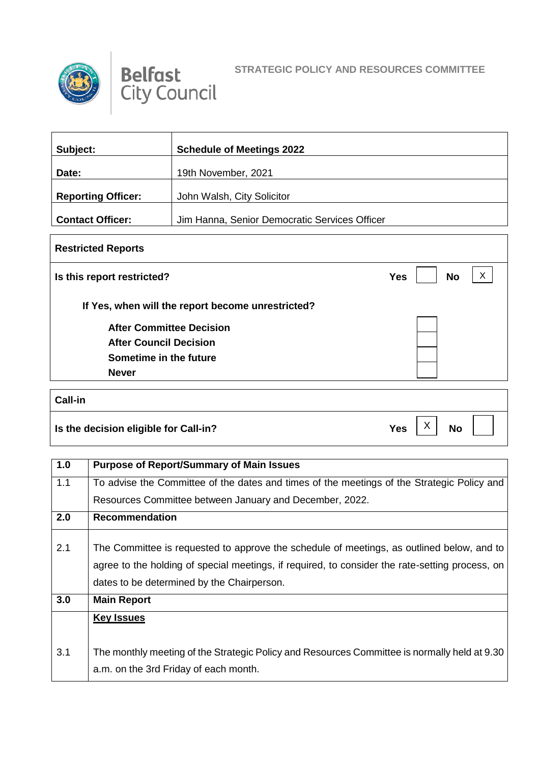Belfast City Council

**STRATEGIC POLICY AND RESOURCES COMMITTEE**

| | |
|---|---|
| **Subject:** | **Schedule of Meetings 2022** |
| **Date:** | 19th November, 2021 |
| **Reporting Officer:** | John Walsh, City Solicitor |
| **Contact Officer:** | Jim Hanna, Senior Democratic Services Officer |

| **Restricted Reports** | | | | |
|---|---|---|---|---|
| **Is this report restricted?** | **Yes** | | **No** | X |
| **If Yes, when will the report become unrestricted?** | | | | |
| **After Committee Decision** | | | | |
| **After Council Decision** | | | | |
| **Sometime in the future** | | | | |
| **Never** | | | | |

| **Call-in** | | | | |
|---|---|---|---|---|
| **Is the decision eligible for Call-in?** | **Yes** | X | **No** | |

| | |
|---|---|
| **1.0** | **Purpose of Report/Summary of Main Issues** |
| 1.1 | To advise the Committee of the dates and times of the meetings of the Strategic Policy and Resources Committee between January and December, 2022. |
| **2.0** | **Recommendation** |
| 2.1 | The Committee is requested to approve the schedule of meetings, as outlined below, and to agree to the holding of special meetings, if required, to consider the rate-setting process, on dates to be determined by the Chairperson. |
| **3.0** | **Main Report** |
| | **<u>Key Issues</u>** |
| 3.1 | The monthly meeting of the Strategic Policy and Resources Committee is normally held at 9.30 a.m. on the 3rd Friday of each month. |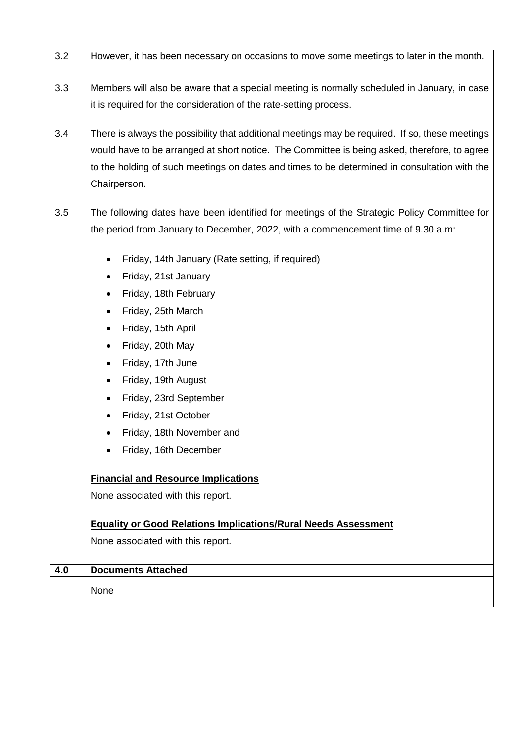| | |
|---|---|
| 3.2 | However, it has been necessary on occasions to move some meetings to later in the month. |
| 3.3 | Members will also be aware that a special meeting is normally scheduled in January, in case it is required for the consideration of the rate-setting process. |
| 3.4 | There is always the possibility that additional meetings may be required. If so, these meetings would have to be arranged at short notice. The Committee is being asked, therefore, to agree to the holding of such meetings on dates and times to be determined in consultation with the Chairperson. |
| 3.5 | The following dates have been identified for meetings of the Strategic Policy Committee for the period from January to December, 2022, with a commencement time of 9.30 a.m:<br><br>• Friday, 14th January (Rate setting, if required)<br>• Friday, 21st January<br>• Friday, 18th February<br>• Friday, 25th March<br>• Friday, 15th April<br>• Friday, 20th May<br>• Friday, 17th June<br>• Friday, 19th August<br>• Friday, 23rd September<br>• Friday, 21st October<br>• Friday, 18th November and<br>• Friday, 16th December<br><br>**Financial and Resource Implications**<br>None associated with this report.<br><br>**Equality or Good Relations Implications/Rural Needs Assessment**<br>None associated with this report. |
| **4.0** | **Documents Attached** |
| | None |